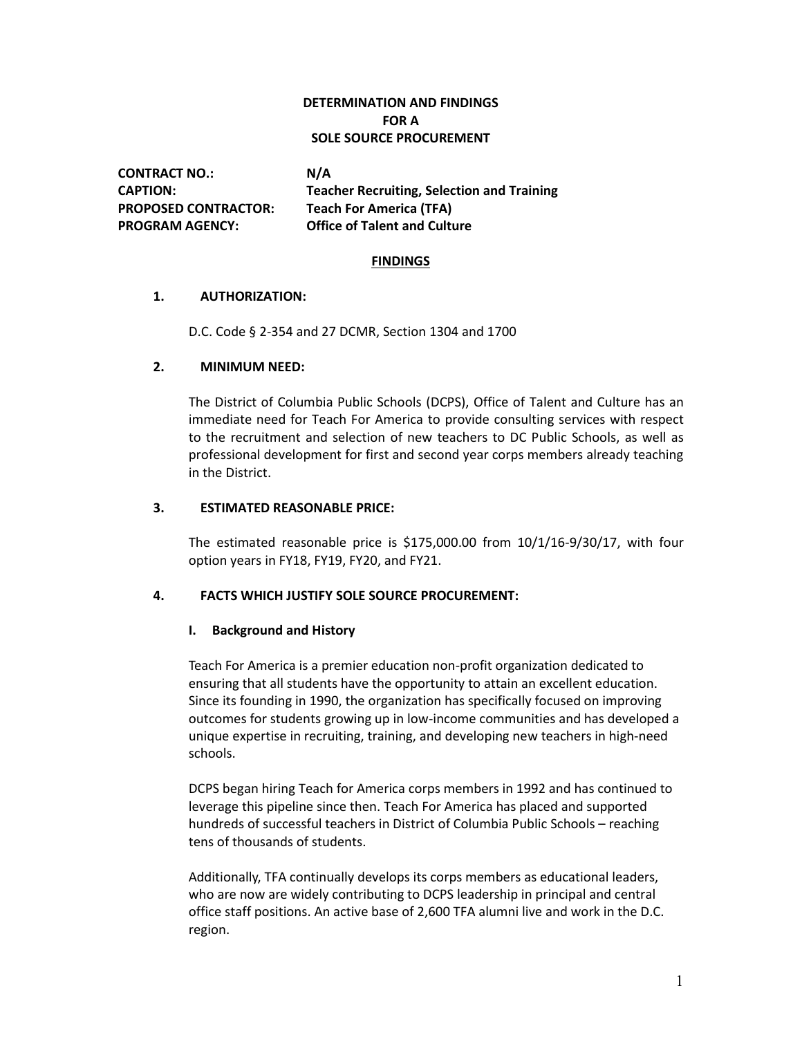# DETERMINATION AND FINDINGS FOR A SOLE SOURCE PROCUREMENT

**CONTRACT NO.:** N/A
**CAPTION:** Teacher Recruiting, Selection and Training
**PROPOSED CONTRACTOR:** Teach For America (TFA)
**PROGRAM AGENCY:** Office of Talent and Culture

## FINDINGS

### 1. AUTHORIZATION:

D.C. Code § 2-354 and 27 DCMR, Section 1304 and 1700

### 2. MINIMUM NEED:

The District of Columbia Public Schools (DCPS), Office of Talent and Culture has an immediate need for Teach For America to provide consulting services with respect to the recruitment and selection of new teachers to DC Public Schools, as well as professional development for first and second year corps members already teaching in the District.

### 3. ESTIMATED REASONABLE PRICE:

The estimated reasonable price is $175,000.00 from 10/1/16-9/30/17, with four option years in FY18, FY19, FY20, and FY21.

### 4. FACTS WHICH JUSTIFY SOLE SOURCE PROCUREMENT:

#### I. Background and History

Teach For America is a premier education non-profit organization dedicated to ensuring that all students have the opportunity to attain an excellent education. Since its founding in 1990, the organization has specifically focused on improving outcomes for students growing up in low-income communities and has developed a unique expertise in recruiting, training, and developing new teachers in high-need schools.

DCPS began hiring Teach for America corps members in 1992 and has continued to leverage this pipeline since then. Teach For America has placed and supported hundreds of successful teachers in District of Columbia Public Schools – reaching tens of thousands of students.

Additionally, TFA continually develops its corps members as educational leaders, who are now are widely contributing to DCPS leadership in principal and central office staff positions. An active base of 2,600 TFA alumni live and work in the D.C. region.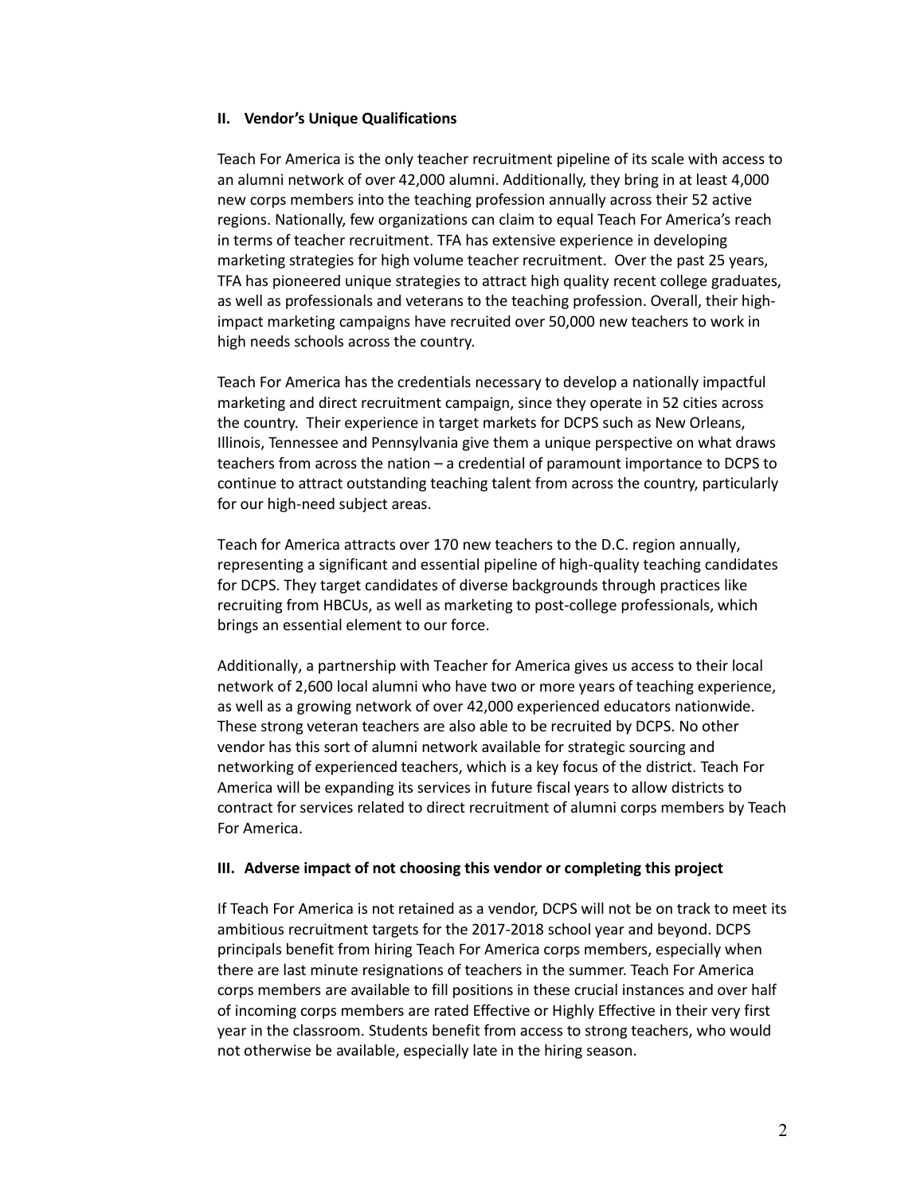## II. Vendor's Unique Qualifications

Teach For America is the only teacher recruitment pipeline of its scale with access to an alumni network of over 42,000 alumni. Additionally, they bring in at least 4,000 new corps members into the teaching profession annually across their 52 active regions. Nationally, few organizations can claim to equal Teach For America's reach in terms of teacher recruitment. TFA has extensive experience in developing marketing strategies for high volume teacher recruitment. Over the past 25 years, TFA has pioneered unique strategies to attract high quality recent college graduates, as well as professionals and veterans to the teaching profession. Overall, their high-impact marketing campaigns have recruited over 50,000 new teachers to work in high needs schools across the country.

Teach For America has the credentials necessary to develop a nationally impactful marketing and direct recruitment campaign, since they operate in 52 cities across the country. Their experience in target markets for DCPS such as New Orleans, Illinois, Tennessee and Pennsylvania give them a unique perspective on what draws teachers from across the nation – a credential of paramount importance to DCPS to continue to attract outstanding teaching talent from across the country, particularly for our high-need subject areas.

Teach for America attracts over 170 new teachers to the D.C. region annually, representing a significant and essential pipeline of high-quality teaching candidates for DCPS. They target candidates of diverse backgrounds through practices like recruiting from HBCUs, as well as marketing to post-college professionals, which brings an essential element to our force.

Additionally, a partnership with Teacher for America gives us access to their local network of 2,600 local alumni who have two or more years of teaching experience, as well as a growing network of over 42,000 experienced educators nationwide. These strong veteran teachers are also able to be recruited by DCPS. No other vendor has this sort of alumni network available for strategic sourcing and networking of experienced teachers, which is a key focus of the district. Teach For America will be expanding its services in future fiscal years to allow districts to contract for services related to direct recruitment of alumni corps members by Teach For America.

## III. Adverse impact of not choosing this vendor or completing this project

If Teach For America is not retained as a vendor, DCPS will not be on track to meet its ambitious recruitment targets for the 2017-2018 school year and beyond. DCPS principals benefit from hiring Teach For America corps members, especially when there are last minute resignations of teachers in the summer. Teach For America corps members are available to fill positions in these crucial instances and over half of incoming corps members are rated Effective or Highly Effective in their very first year in the classroom. Students benefit from access to strong teachers, who would not otherwise be available, especially late in the hiring season.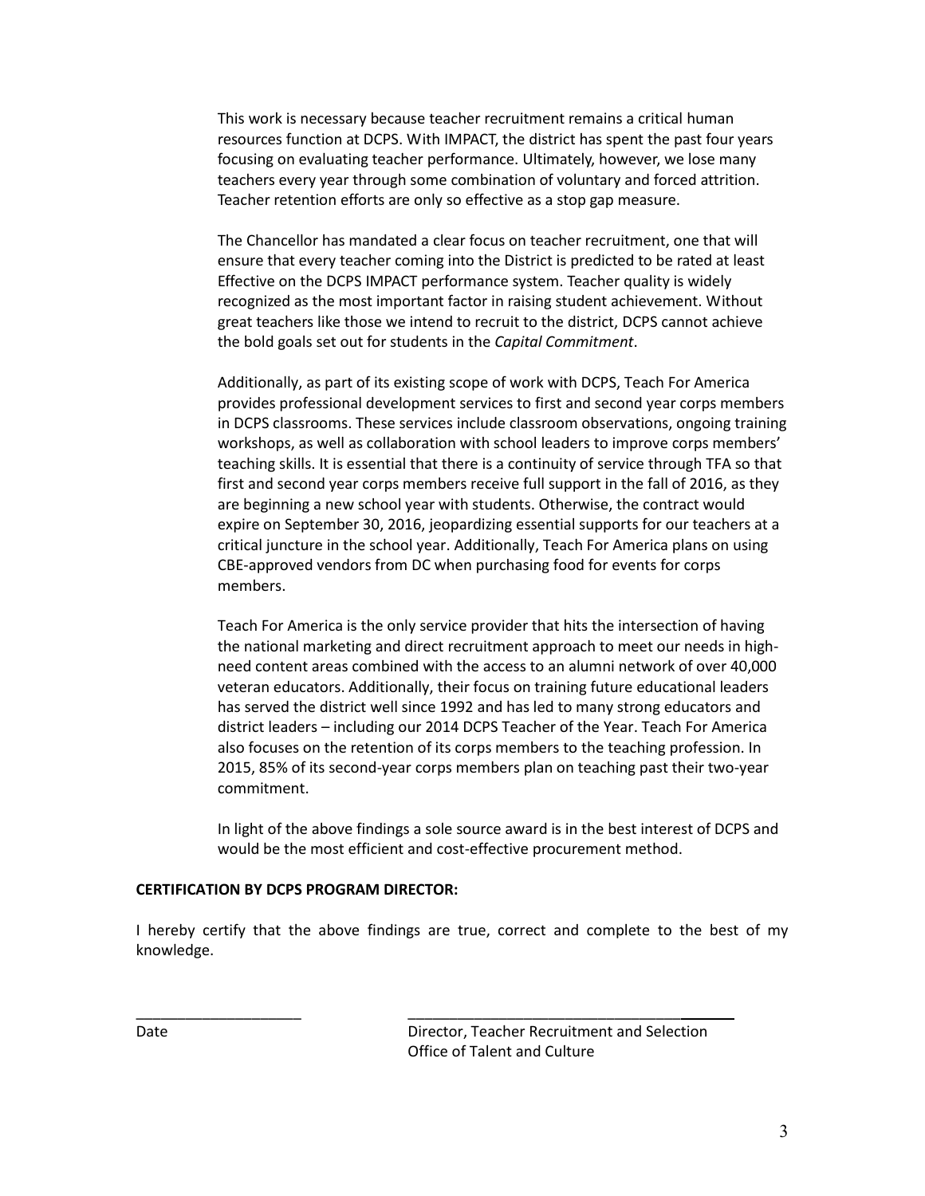This work is necessary because teacher recruitment remains a critical human resources function at DCPS. With IMPACT, the district has spent the past four years focusing on evaluating teacher performance. Ultimately, however, we lose many teachers every year through some combination of voluntary and forced attrition. Teacher retention efforts are only so effective as a stop gap measure.

The Chancellor has mandated a clear focus on teacher recruitment, one that will ensure that every teacher coming into the District is predicted to be rated at least Effective on the DCPS IMPACT performance system. Teacher quality is widely recognized as the most important factor in raising student achievement. Without great teachers like those we intend to recruit to the district, DCPS cannot achieve the bold goals set out for students in the *Capital Commitment*.

Additionally, as part of its existing scope of work with DCPS, Teach For America provides professional development services to first and second year corps members in DCPS classrooms. These services include classroom observations, ongoing training workshops, as well as collaboration with school leaders to improve corps members' teaching skills. It is essential that there is a continuity of service through TFA so that first and second year corps members receive full support in the fall of 2016, as they are beginning a new school year with students. Otherwise, the contract would expire on September 30, 2016, jeopardizing essential supports for our teachers at a critical juncture in the school year. Additionally, Teach For America plans on using CBE-approved vendors from DC when purchasing food for events for corps members.

Teach For America is the only service provider that hits the intersection of having the national marketing and direct recruitment approach to meet our needs in high-need content areas combined with the access to an alumni network of over 40,000 veteran educators. Additionally, their focus on training future educational leaders has served the district well since 1992 and has led to many strong educators and district leaders – including our 2014 DCPS Teacher of the Year. Teach For America also focuses on the retention of its corps members to the teaching profession. In 2015, 85% of its second-year corps members plan on teaching past their two-year commitment.

In light of the above findings a sole source award is in the best interest of DCPS and would be the most efficient and cost-effective procurement method.

**CERTIFICATION BY DCPS PROGRAM DIRECTOR:**

I hereby certify that the above findings are true, correct and complete to the best of my knowledge.

____________________ ____________________________________

Date Director, Teacher Recruitment and Selection
Office of Talent and Culture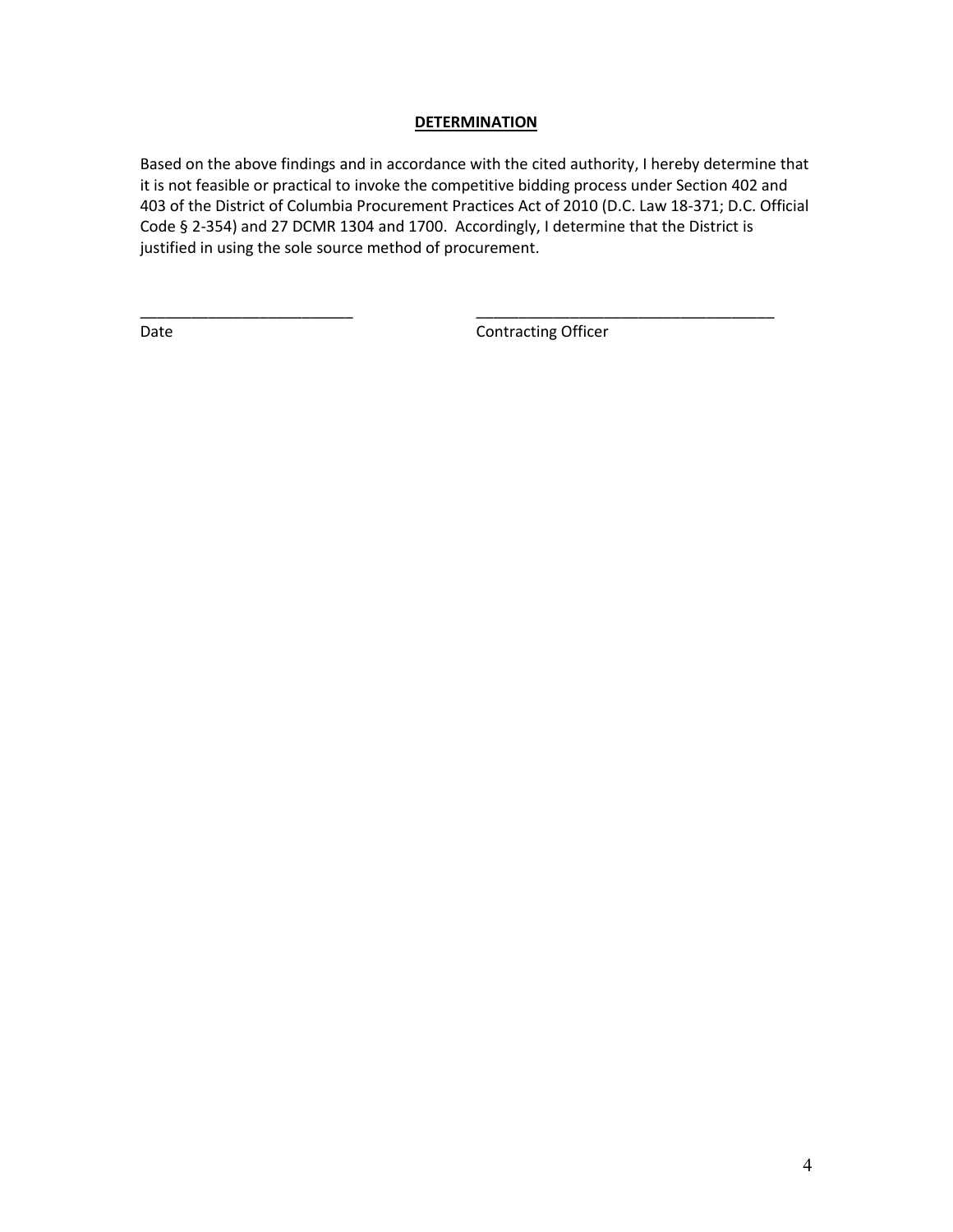**DETERMINATION**

Based on the above findings and in accordance with the cited authority, I hereby determine that it is not feasible or practical to invoke the competitive bidding process under Section 402 and 403 of the District of Columbia Procurement Practices Act of 2010 (D.C. Law 18-371; D.C. Official Code § 2-354) and 27 DCMR 1304 and 1700. Accordingly, I determine that the District is justified in using the sole source method of procurement.

_________________________ ___________________________________

Date Contracting Officer